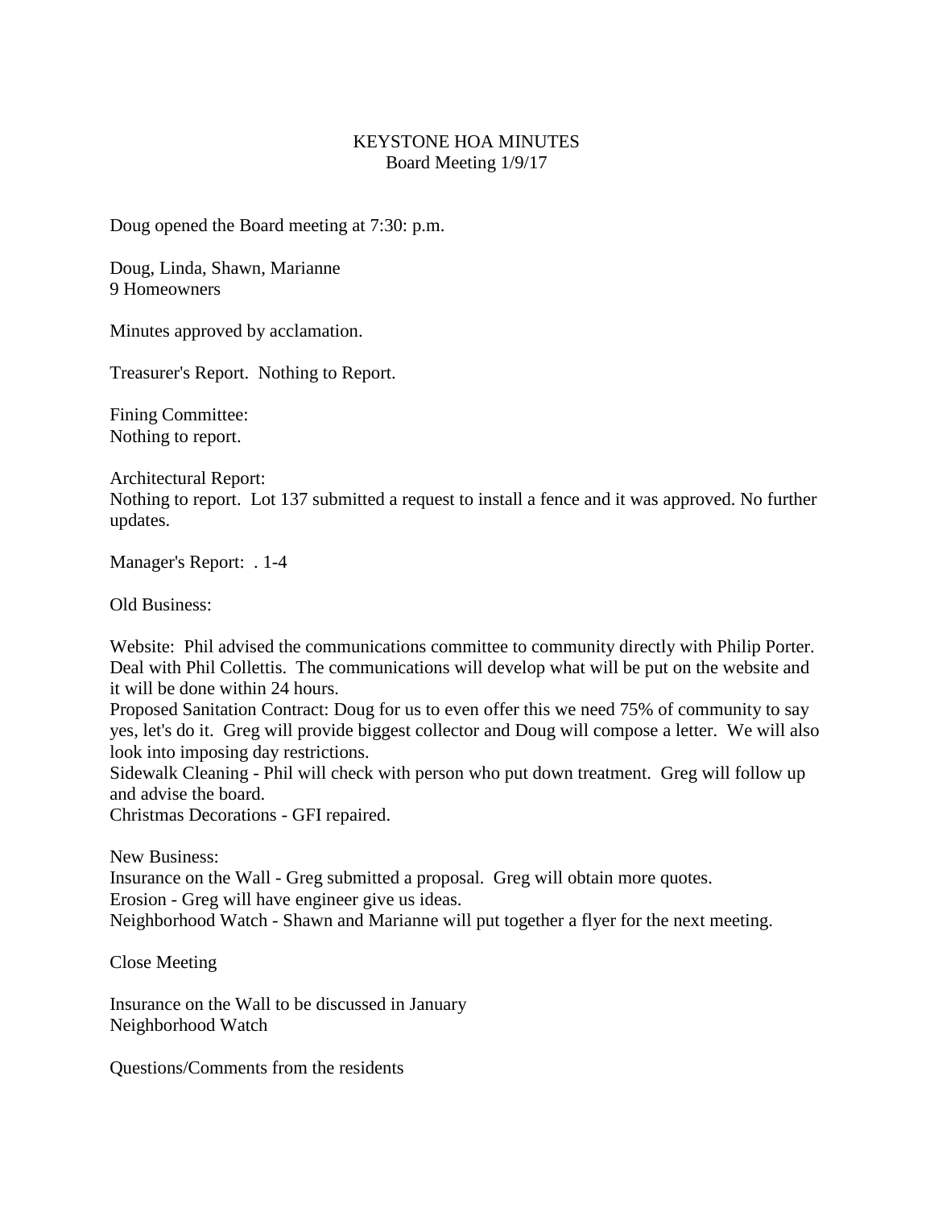# KEYSTONE HOA MINUTES
## Board Meeting 1/9/17

Doug opened the Board meeting at 7:30: p.m.

Doug, Linda, Shawn, Marianne
9 Homeowners

Minutes approved by acclamation.

Treasurer's Report. Nothing to Report.

Fining Committee:
Nothing to report.

Architectural Report:
Nothing to report. Lot 137 submitted a request to install a fence and it was approved. No further updates.

Manager's Report: . 1-4

Old Business:

Website: Phil advised the communications committee to community directly with Philip Porter. Deal with Phil Collettis. The communications will develop what will be put on the website and it will be done within 24 hours.
Proposed Sanitation Contract: Doug for us to even offer this we need 75% of community to say yes, let's do it. Greg will provide biggest collector and Doug will compose a letter. We will also look into imposing day restrictions.
Sidewalk Cleaning - Phil will check with person who put down treatment. Greg will follow up and advise the board.
Christmas Decorations - GFI repaired.

New Business:
Insurance on the Wall - Greg submitted a proposal. Greg will obtain more quotes.
Erosion - Greg will have engineer give us ideas.
Neighborhood Watch - Shawn and Marianne will put together a flyer for the next meeting.

Close Meeting

Insurance on the Wall to be discussed in January
Neighborhood Watch

Questions/Comments from the residents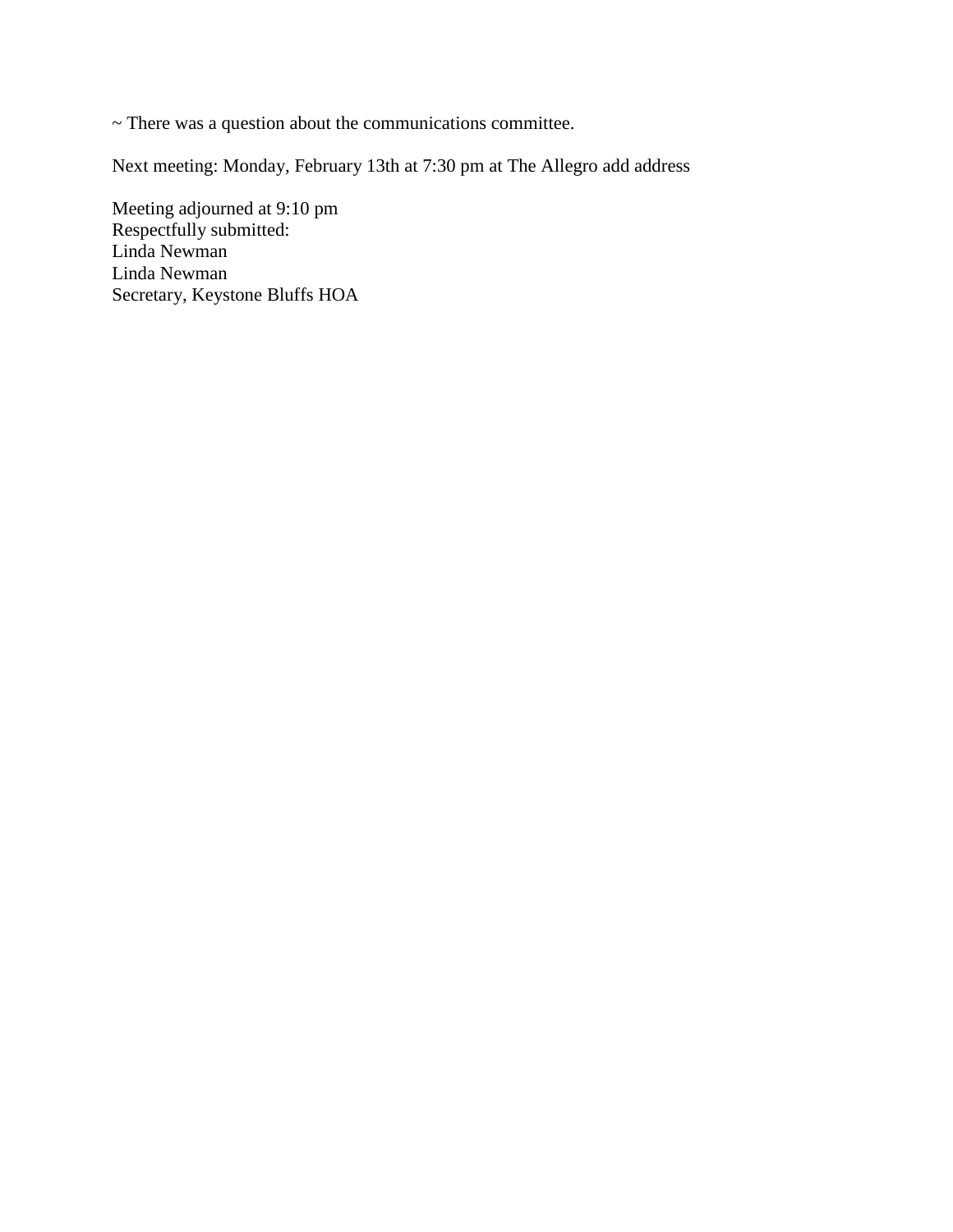~ There was a question about the communications committee.

Next meeting: Monday, February 13th at 7:30 pm at The Allegro add address

Meeting adjourned at 9:10 pm  
Respectfully submitted:  
Linda Newman  
Linda Newman  
Secretary, Keystone Bluffs HOA